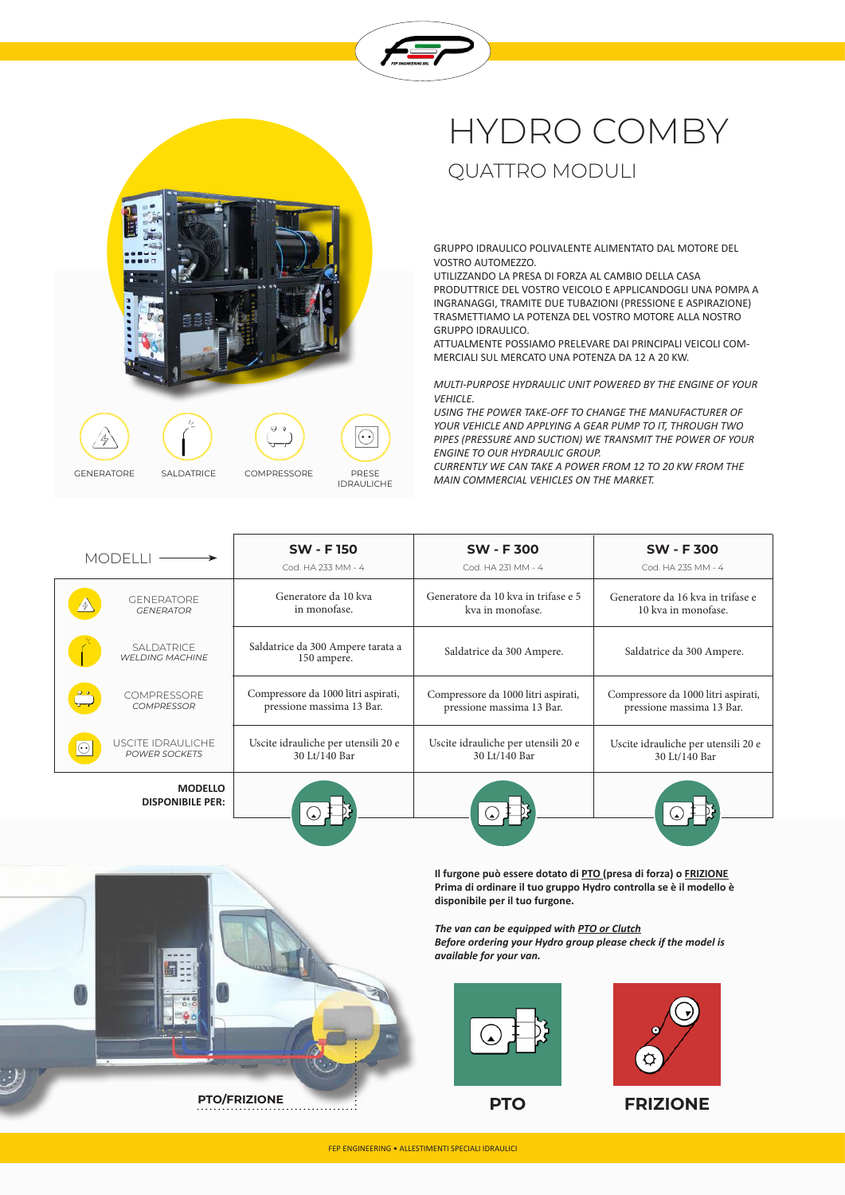# HYDRO COMBY

## QUATTRO MODULI

GENERATORE SALDATRICE COMPRESSORE PRESE IDRAULICHE

GRUPPO IDRAULICO POLIVALENTE ALIMENTATO DAL MOTORE DEL VOSTRO AUTOMEZZO.
UTILIZZANDO LA PRESA DI FORZA AL CAMBIO DELLA CASA PRODUTTRICE DEL VOSTRO VEICOLO E APPLICANDOGLI UNA POMPA A INGRANAGGI, TRAMITE DUE TUBAZIONI (PRESSIONE E ASPIRAZIONE) TRASMETTIAMO LA POTENZA DEL VOSTRO MOTORE ALLA NOSTRO GRUPPO IDRAULICO.
ATTUALMENTE POSSIAMO PRELEVARE DAI PRINCIPALI VEICOLI COMMERCIALI SUL MERCATO UNA POTENZA DA 12 A 20 KW.

*MULTI-PURPOSE HYDRAULIC UNIT POWERED BY THE ENGINE OF YOUR VEHICLE.*
*USING THE POWER TAKE-OFF TO CHANGE THE MANUFACTURER OF YOUR VEHICLE AND APPLYING A GEAR PUMP TO IT, THROUGH TWO PIPES (PRESSURE AND SUCTION) WE TRANSMIT THE POWER OF YOUR ENGINE TO OUR HYDRAULIC GROUP.*
*CURRENTLY WE CAN TAKE A POWER FROM 12 TO 20 KW FROM THE MAIN COMMERCIAL VEHICLES ON THE MARKET.*

| MODELLI → | **SW - F 150** Cod. HA 233 MM - 4 | **SW - F 300** Cod. HA 231 MM - 4 | **SW - F 300** Cod. HA 235 MM - 4 |
|---|---|---|---|
| GENERATORE *GENERATOR* | Generatore da 10 kva in monofase. | Generatore da 10 kva in trifase e 5 kva in monofase. | Generatore da 16 kva in trifase e 10 kva in monofase. |
| SALDATRICE *WELDING MACHINE* | Saldatrice da 300 Ampere tarata a 150 ampere. | Saldatrice da 300 Ampere. | Saldatrice da 300 Ampere. |
| COMPRESSORE *COMPRESSOR* | Compressore da 1000 litri aspirati, pressione massima 13 Bar. | Compressore da 1000 litri aspirati, pressione massima 13 Bar. | Compressore da 1000 litri aspirati, pressione massima 13 Bar. |
| USCITE IDRAULICHE *POWER SOCKETS* | Uscite idrauliche per utensili 20 e 30 Lt/140 Bar | Uscite idrauliche per utensili 20 e 30 Lt/140 Bar | Uscite idrauliche per utensili 20 e 30 Lt/140 Bar |
| **MODELLO DISPONIBILE PER:** | PTO | PTO | PTO |

**Il furgone può essere dotato di PTO (presa di forza) o FRIZIONE**
**Prima di ordinare il tuo gruppo Hydro controlla se è il modello è disponibile per il tuo furgone.**

***The van can be equipped with PTO or Clutch***
***Before ordering your Hydro group please check if the model is available for your van.***

**PTO/FRIZIONE**

**PTO** **FRIZIONE**

FEP ENGINEERING • ALLESTIMENTI SPECIALI IDRAULICI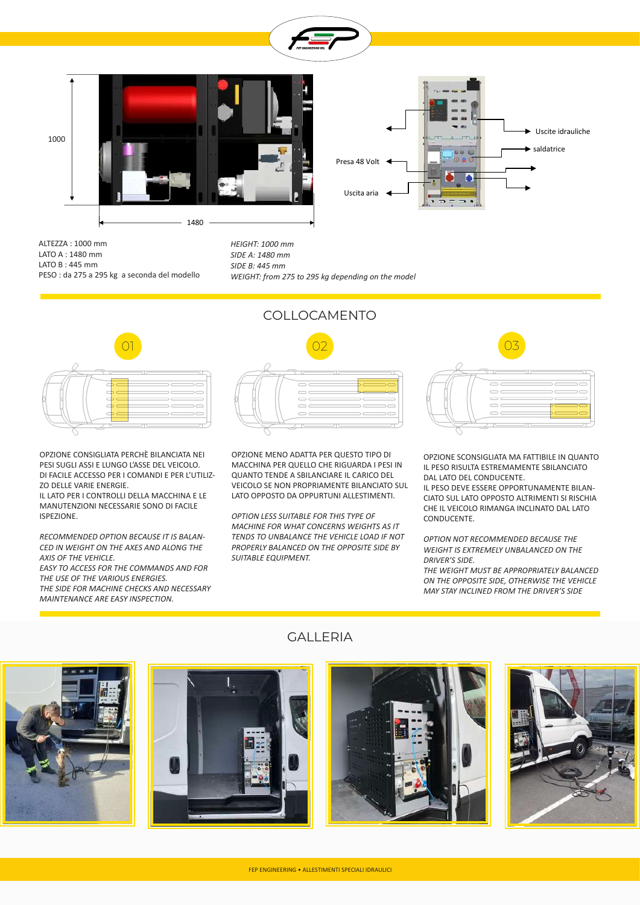1000

1480

Uscite idrauliche

saldatrice

Presa 48 Volt

Uscita aria

ALTEZZA : 1000 mm
LATO A : 1480 mm
LATO B : 445 mm
PESO : da 275 a 295 kg a seconda del modello

*HEIGHT: 1000 mm*
*SIDE A: 1480 mm*
*SIDE B: 445 mm*
*WEIGHT: from 275 to 295 kg depending on the model*

## COLLOCAMENTO

01

OPZIONE CONSIGLIATA PERCHÈ BILANCIATA NEI PESI SUGLI ASSI E LUNGO L'ASSE DEL VEICOLO.
DI FACILE ACCESSO PER I COMANDI E PER L'UTILIZZO DELLE VARIE ENERGIE.
IL LATO PER I CONTROLLI DELLA MACCHINA E LE MANUTENZIONI NECESSARIE SONO DI FACILE ISPEZIONE.

*RECOMMENDED OPTION BECAUSE IT IS BALANCED IN WEIGHT ON THE AXES AND ALONG THE AXIS OF THE VEHICLE.*
*EASY TO ACCESS FOR THE COMMANDS AND FOR THE USE OF THE VARIOUS ENERGIES.*
*THE SIDE FOR MACHINE CHECKS AND NECESSARY MAINTENANCE ARE EASY INSPECTION.*

02

OPZIONE MENO ADATTA PER QUESTO TIPO DI MACCHINA PER QUELLO CHE RIGUARDA I PESI IN QUANTO TENDE A SBILANCIARE IL CARICO DEL VEICOLO SE NON PROPRIAMENTE BILANCIATO SUL LATO OPPOSTO DA OPPURTUNI ALLESTIMENTI.

*OPTION LESS SUITABLE FOR THIS TYPE OF MACHINE FOR WHAT CONCERNS WEIGHTS AS IT TENDS TO UNBALANCE THE VEHICLE LOAD IF NOT PROPERLY BALANCED ON THE OPPOSITE SIDE BY SUITABLE EQUIPMENT.*

03

OPZIONE SCONSIGLIATA MA FATTIBILE IN QUANTO IL PESO RISULTA ESTREMAMENTE SBILANCIATO DAL LATO DEL CONDUCENTE.
IL PESO DEVE ESSERE OPPORTUNAMENTE BILANCIATO SUL LATO OPPOSTO ALTRIMENTI SI RISCHIA CHE IL VEICOLO RIMANGA INCLINATO DAL LATO CONDUCENTE.

*OPTION NOT RECOMMENDED BECAUSE THE WEIGHT IS EXTREMELY UNBALANCED ON THE DRIVER'S SIDE.*
*THE WEIGHT MUST BE APPROPRIATELY BALANCED ON THE OPPOSITE SIDE, OTHERWISE THE VEHICLE MAY STAY INCLINED FROM THE DRIVER'S SIDE*

## GALLERIA

FEP ENGINEERING • ALLESTIMENTI SPECIALI IDRAULICI